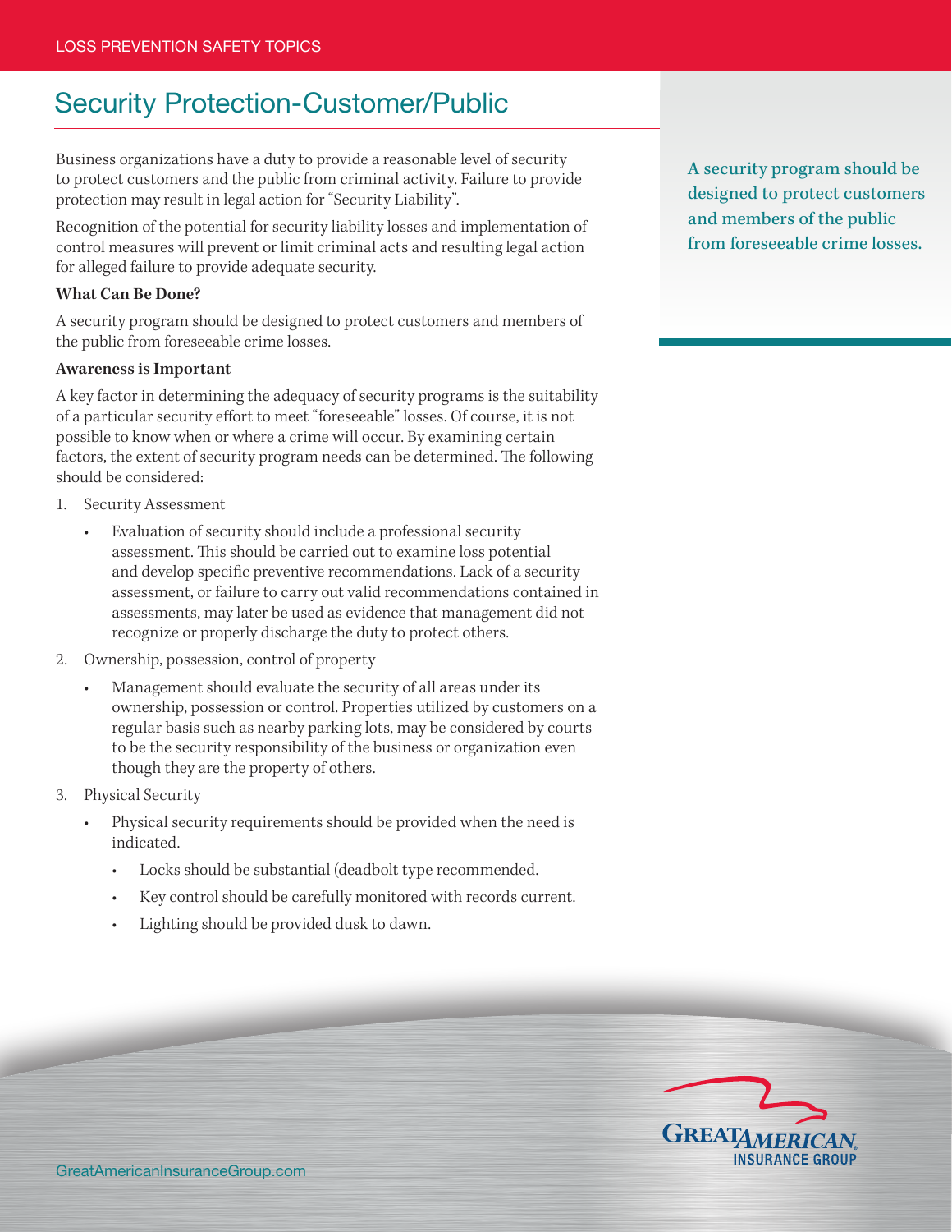LOSS PREVENTION SAFETY TOPICS

# Security Protection-Customer/Public

Business organizations have a duty to provide a reasonable level of security to protect customers and the public from criminal activity. Failure to provide protection may result in legal action for "Security Liability".

Recognition of the potential for security liability losses and implementation of control measures will prevent or limit criminal acts and resulting legal action for alleged failure to provide adequate security.

**What Can Be Done?**

A security program should be designed to protect customers and members of the public from foreseeable crime losses.

**Awareness is Important**

A key factor in determining the adequacy of security programs is the suitability of a particular security effort to meet "foreseeable" losses. Of course, it is not possible to know when or where a crime will occur. By examining certain factors, the extent of security program needs can be determined. The following should be considered:

1. Security Assessment
    - Evaluation of security should include a professional security assessment. This should be carried out to examine loss potential and develop specific preventive recommendations. Lack of a security assessment, or failure to carry out valid recommendations contained in assessments, may later be used as evidence that management did not recognize or properly discharge the duty to protect others.
2. Ownership, possession, control of property
    - Management should evaluate the security of all areas under its ownership, possession or control. Properties utilized by customers on a regular basis such as nearby parking lots, may be considered by courts to be the security responsibility of the business or organization even though they are the property of others.
3. Physical Security
    - Physical security requirements should be provided when the need is indicated.
        - Locks should be substantial (deadbolt type recommended.
        - Key control should be carefully monitored with records current.
        - Lighting should be provided dusk to dawn.

A security program should be designed to protect customers and members of the public from foreseeable crime losses.

GreatAmericanInsuranceGroup.com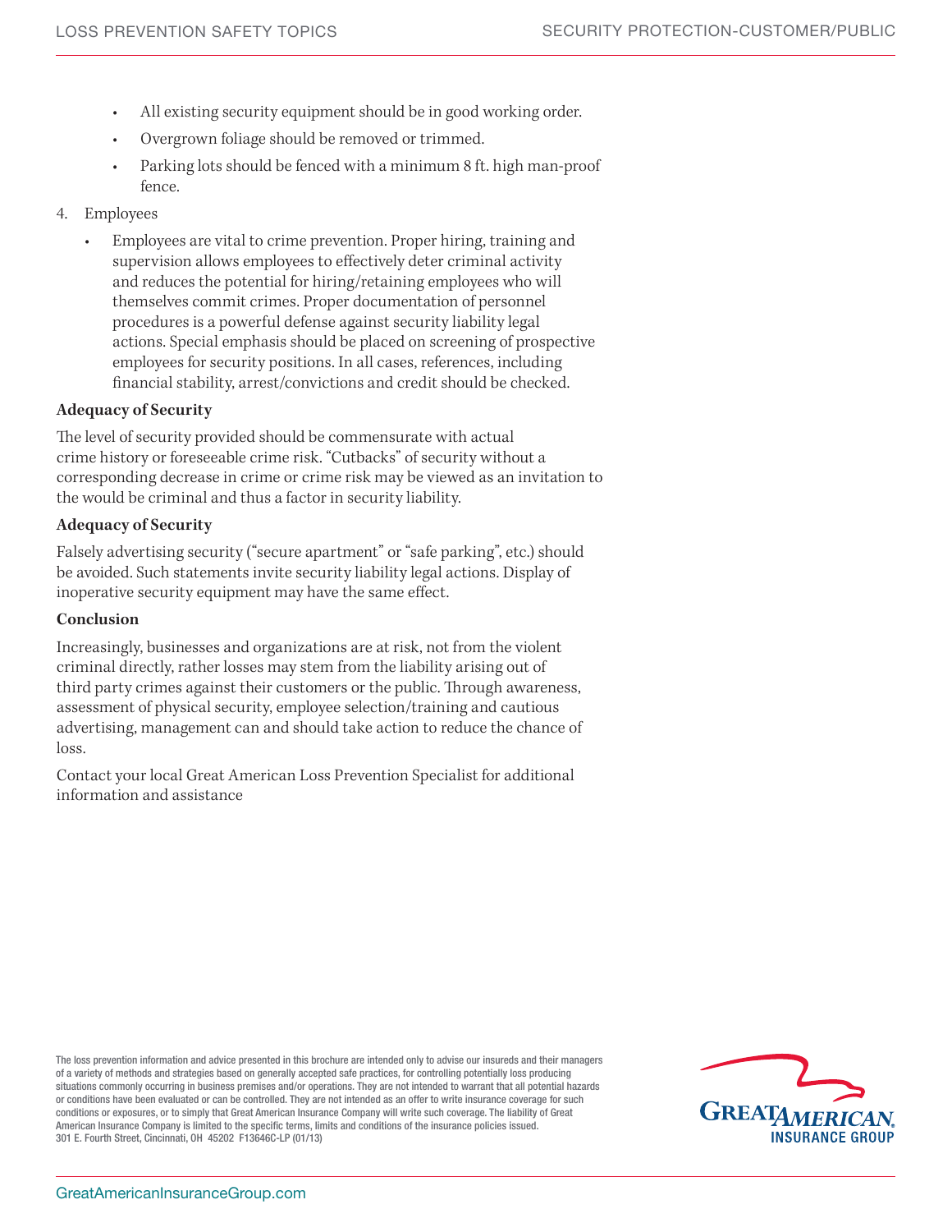- All existing security equipment should be in good working order.
- Overgrown foliage should be removed or trimmed.
- Parking lots should be fenced with a minimum 8 ft. high man-proof fence.

4. Employees
   - Employees are vital to crime prevention. Proper hiring, training and supervision allows employees to effectively deter criminal activity and reduces the potential for hiring/retaining employees who will themselves commit crimes. Proper documentation of personnel procedures is a powerful defense against security liability legal actions. Special emphasis should be placed on screening of prospective employees for security positions. In all cases, references, including financial stability, arrest/convictions and credit should be checked.

**Adequacy of Security**

The level of security provided should be commensurate with actual crime history or foreseeable crime risk. "Cutbacks" of security without a corresponding decrease in crime or crime risk may be viewed as an invitation to the would be criminal and thus a factor in security liability.

**Adequacy of Security**

Falsely advertising security ("secure apartment" or "safe parking", etc.) should be avoided. Such statements invite security liability legal actions. Display of inoperative security equipment may have the same effect.

**Conclusion**

Increasingly, businesses and organizations are at risk, not from the violent criminal directly, rather losses may stem from the liability arising out of third party crimes against their customers or the public. Through awareness, assessment of physical security, employee selection/training and cautious advertising, management can and should take action to reduce the chance of loss.

Contact your local Great American Loss Prevention Specialist for additional information and assistance

The loss prevention information and advice presented in this brochure are intended only to advise our insureds and their managers of a variety of methods and strategies based on generally accepted safe practices, for controlling potentially loss producing situations commonly occurring in business premises and/or operations. They are not intended to warrant that all potential hazards or conditions have been evaluated or can be controlled. They are not intended as an offer to write insurance coverage for such conditions or exposures, or to simply that Great American Insurance Company will write such coverage. The liability of Great American Insurance Company is limited to the specific terms, limits and conditions of the insurance policies issued.
301 E. Fourth Street, Cincinnati, OH 45202 F13646C-LP (01/13)

GREAT AMERICAN INSURANCE GROUP

GreatAmericanInsuranceGroup.com